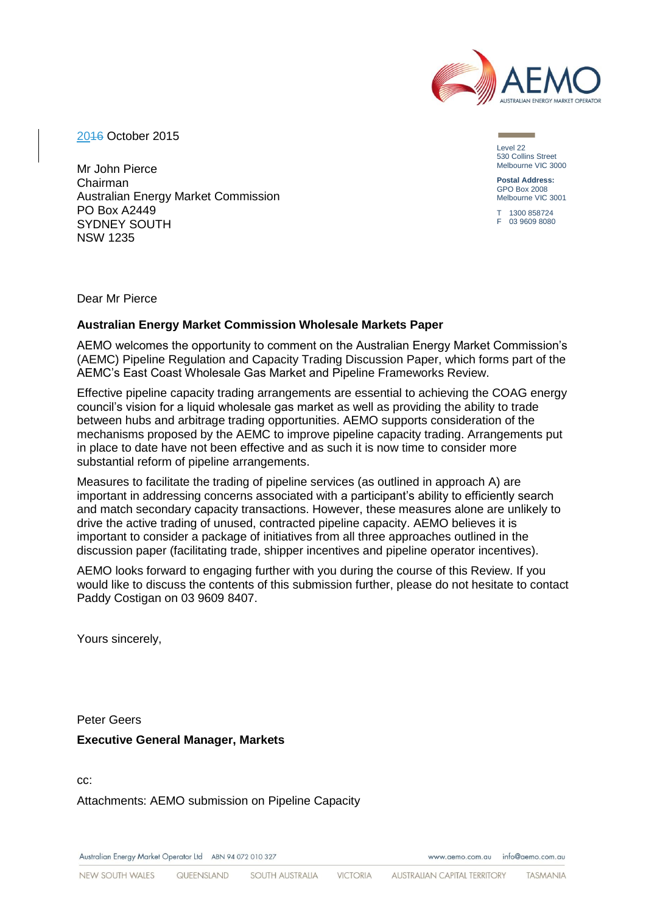AEMO
AUSTRALIAN ENERGY MARKET OPERATOR

2016 October 2015

Level 22
530 Collins Street
Melbourne VIC 3000

**Postal Address:**
GPO Box 2008
Melbourne VIC 3001

T 1300 858724
F 03 9609 8080

Mr John Pierce
Chairman
Australian Energy Market Commission
PO Box A2449
SYDNEY SOUTH
NSW 1235

Dear Mr Pierce

**Australian Energy Market Commission Wholesale Markets Paper**

AEMO welcomes the opportunity to comment on the Australian Energy Market Commission's (AEMC) Pipeline Regulation and Capacity Trading Discussion Paper, which forms part of the AEMC's East Coast Wholesale Gas Market and Pipeline Frameworks Review.

Effective pipeline capacity trading arrangements are essential to achieving the COAG energy council's vision for a liquid wholesale gas market as well as providing the ability to trade between hubs and arbitrage trading opportunities. AEMO supports consideration of the mechanisms proposed by the AEMC to improve pipeline capacity trading. Arrangements put in place to date have not been effective and as such it is now time to consider more substantial reform of pipeline arrangements.

Measures to facilitate the trading of pipeline services (as outlined in approach A) are important in addressing concerns associated with a participant's ability to efficiently search and match secondary capacity transactions. However, these measures alone are unlikely to drive the active trading of unused, contracted pipeline capacity. AEMO believes it is important to consider a package of initiatives from all three approaches outlined in the discussion paper (facilitating trade, shipper incentives and pipeline operator incentives).

AEMO looks forward to engaging further with you during the course of this Review. If you would like to discuss the contents of this submission further, please do not hesitate to contact Paddy Costigan on 03 9609 8407.

Yours sincerely,

Peter Geers

**Executive General Manager, Markets**

cc:

Attachments: AEMO submission on Pipeline Capacity

Australian Energy Market Operator Ltd ABN 94 072 010 327 www.aemo.com.au info@aemo.com.au

NEW SOUTH WALES QUEENSLAND SOUTH AUSTRALIA VICTORIA AUSTRALIAN CAPITAL TERRITORY TASMANIA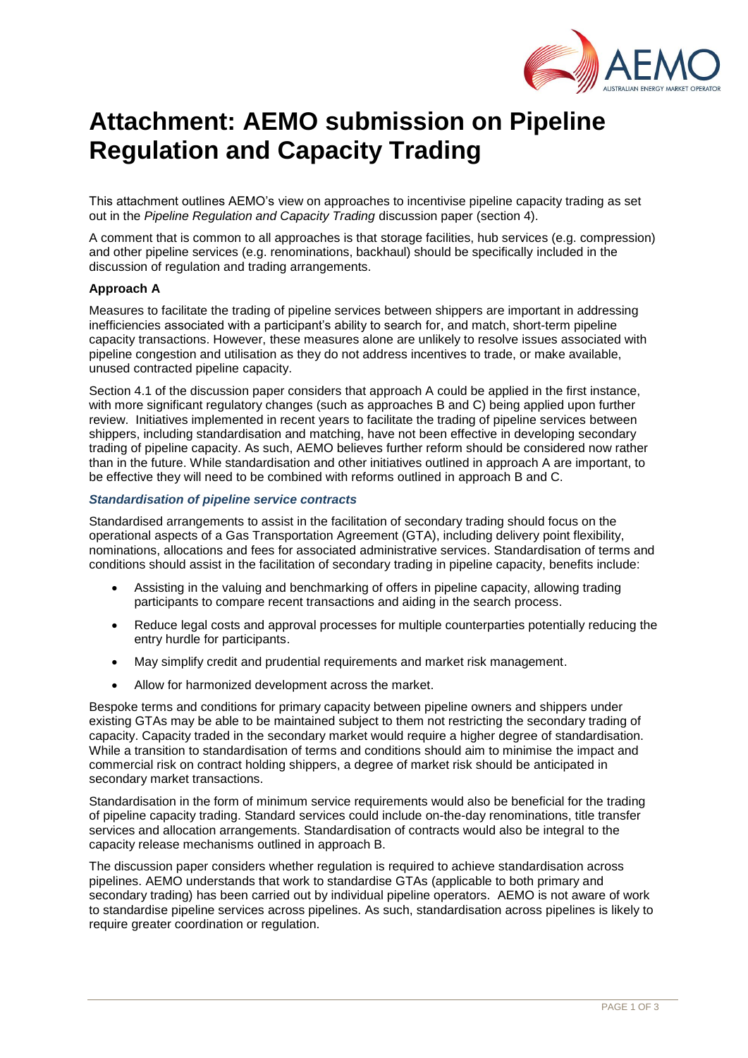# Attachment: AEMO submission on Pipeline Regulation and Capacity Trading

This attachment outlines AEMO's view on approaches to incentivise pipeline capacity trading as set out in the *Pipeline Regulation and Capacity Trading* discussion paper (section 4).

A comment that is common to all approaches is that storage facilities, hub services (e.g. compression) and other pipeline services (e.g. renominations, backhaul) should be specifically included in the discussion of regulation and trading arrangements.

**Approach A**

Measures to facilitate the trading of pipeline services between shippers are important in addressing inefficiencies associated with a participant's ability to search for, and match, short-term pipeline capacity transactions. However, these measures alone are unlikely to resolve issues associated with pipeline congestion and utilisation as they do not address incentives to trade, or make available, unused contracted pipeline capacity.

Section 4.1 of the discussion paper considers that approach A could be applied in the first instance, with more significant regulatory changes (such as approaches B and C) being applied upon further review. Initiatives implemented in recent years to facilitate the trading of pipeline services between shippers, including standardisation and matching, have not been effective in developing secondary trading of pipeline capacity. As such, AEMO believes further reform should be considered now rather than in the future. While standardisation and other initiatives outlined in approach A are important, to be effective they will need to be combined with reforms outlined in approach B and C.

***Standardisation of pipeline service contracts***

Standardised arrangements to assist in the facilitation of secondary trading should focus on the operational aspects of a Gas Transportation Agreement (GTA), including delivery point flexibility, nominations, allocations and fees for associated administrative services. Standardisation of terms and conditions should assist in the facilitation of secondary trading in pipeline capacity, benefits include:

- Assisting in the valuing and benchmarking of offers in pipeline capacity, allowing trading participants to compare recent transactions and aiding in the search process.
- Reduce legal costs and approval processes for multiple counterparties potentially reducing the entry hurdle for participants.
- May simplify credit and prudential requirements and market risk management.
- Allow for harmonized development across the market.

Bespoke terms and conditions for primary capacity between pipeline owners and shippers under existing GTAs may be able to be maintained subject to them not restricting the secondary trading of capacity. Capacity traded in the secondary market would require a higher degree of standardisation. While a transition to standardisation of terms and conditions should aim to minimise the impact and commercial risk on contract holding shippers, a degree of market risk should be anticipated in secondary market transactions.

Standardisation in the form of minimum service requirements would also be beneficial for the trading of pipeline capacity trading. Standard services could include on-the-day renominations, title transfer services and allocation arrangements. Standardisation of contracts would also be integral to the capacity release mechanisms outlined in approach B.

The discussion paper considers whether regulation is required to achieve standardisation across pipelines. AEMO understands that work to standardise GTAs (applicable to both primary and secondary trading) has been carried out by individual pipeline operators. AEMO is not aware of work to standardise pipeline services across pipelines. As such, standardisation across pipelines is likely to require greater coordination or regulation.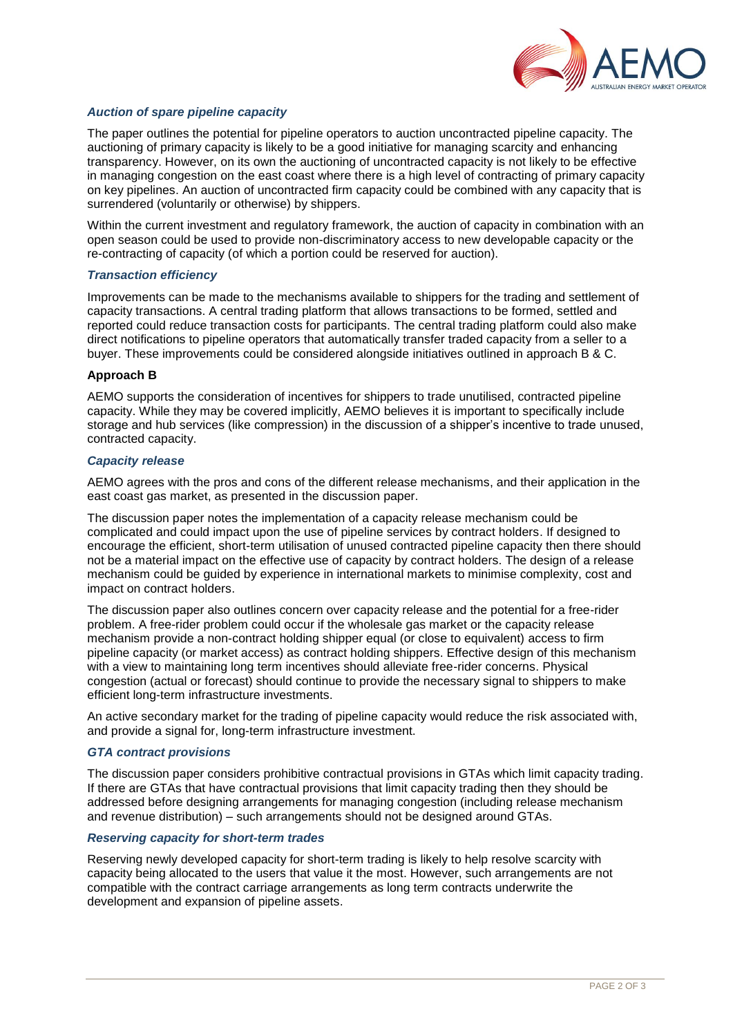### *Auction of spare pipeline capacity*

The paper outlines the potential for pipeline operators to auction uncontracted pipeline capacity. The auctioning of primary capacity is likely to be a good initiative for managing scarcity and enhancing transparency. However, on its own the auctioning of uncontracted capacity is not likely to be effective in managing congestion on the east coast where there is a high level of contracting of primary capacity on key pipelines. An auction of uncontracted firm capacity could be combined with any capacity that is surrendered (voluntarily or otherwise) by shippers.

Within the current investment and regulatory framework, the auction of capacity in combination with an open season could be used to provide non-discriminatory access to new developable capacity or the re-contracting of capacity (of which a portion could be reserved for auction).

### *Transaction efficiency*

Improvements can be made to the mechanisms available to shippers for the trading and settlement of capacity transactions. A central trading platform that allows transactions to be formed, settled and reported could reduce transaction costs for participants. The central trading platform could also make direct notifications to pipeline operators that automatically transfer traded capacity from a seller to a buyer. These improvements could be considered alongside initiatives outlined in approach B & C.

### **Approach B**

AEMO supports the consideration of incentives for shippers to trade unutilised, contracted pipeline capacity. While they may be covered implicitly, AEMO believes it is important to specifically include storage and hub services (like compression) in the discussion of a shipper's incentive to trade unused, contracted capacity.

### *Capacity release*

AEMO agrees with the pros and cons of the different release mechanisms, and their application in the east coast gas market, as presented in the discussion paper.

The discussion paper notes the implementation of a capacity release mechanism could be complicated and could impact upon the use of pipeline services by contract holders. If designed to encourage the efficient, short-term utilisation of unused contracted pipeline capacity then there should not be a material impact on the effective use of capacity by contract holders. The design of a release mechanism could be guided by experience in international markets to minimise complexity, cost and impact on contract holders.

The discussion paper also outlines concern over capacity release and the potential for a free-rider problem. A free-rider problem could occur if the wholesale gas market or the capacity release mechanism provide a non-contract holding shipper equal (or close to equivalent) access to firm pipeline capacity (or market access) as contract holding shippers. Effective design of this mechanism with a view to maintaining long term incentives should alleviate free-rider concerns. Physical congestion (actual or forecast) should continue to provide the necessary signal to shippers to make efficient long-term infrastructure investments.

An active secondary market for the trading of pipeline capacity would reduce the risk associated with, and provide a signal for, long-term infrastructure investment.

### *GTA contract provisions*

The discussion paper considers prohibitive contractual provisions in GTAs which limit capacity trading. If there are GTAs that have contractual provisions that limit capacity trading then they should be addressed before designing arrangements for managing congestion (including release mechanism and revenue distribution) – such arrangements should not be designed around GTAs.

### *Reserving capacity for short-term trades*

Reserving newly developed capacity for short-term trading is likely to help resolve scarcity with capacity being allocated to the users that value it the most. However, such arrangements are not compatible with the contract carriage arrangements as long term contracts underwrite the development and expansion of pipeline assets.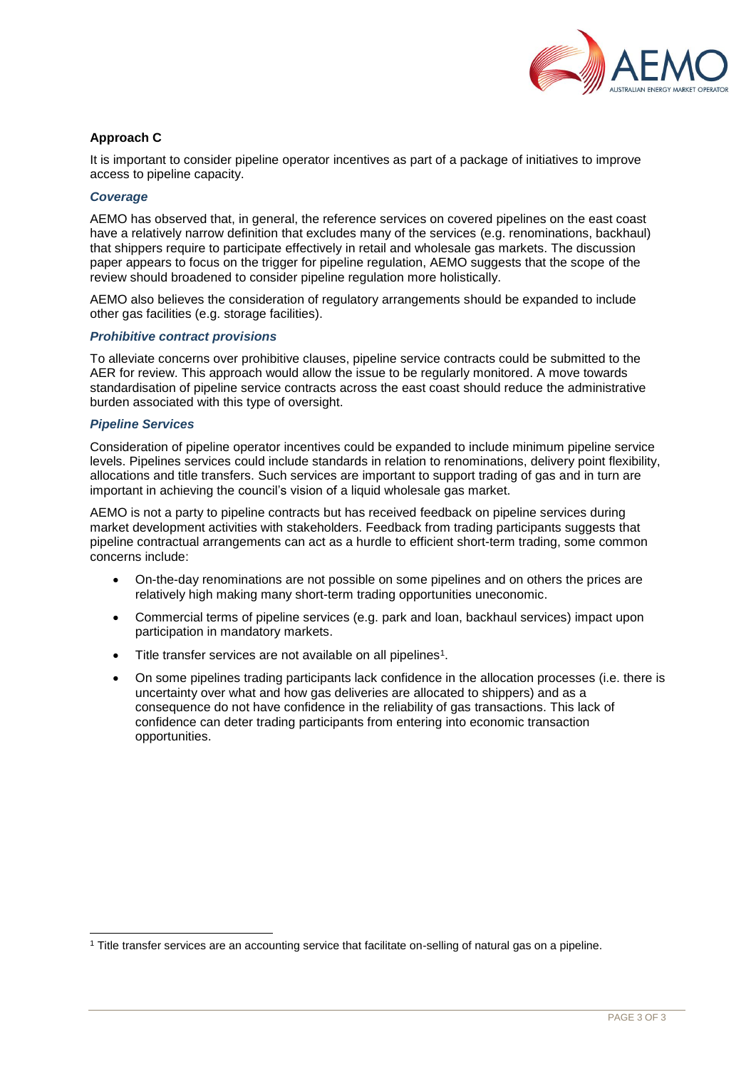**Approach C**

It is important to consider pipeline operator incentives as part of a package of initiatives to improve access to pipeline capacity.

### *Coverage*

AEMO has observed that, in general, the reference services on covered pipelines on the east coast have a relatively narrow definition that excludes many of the services (e.g. renominations, backhaul) that shippers require to participate effectively in retail and wholesale gas markets. The discussion paper appears to focus on the trigger for pipeline regulation, AEMO suggests that the scope of the review should broadened to consider pipeline regulation more holistically.

AEMO also believes the consideration of regulatory arrangements should be expanded to include other gas facilities (e.g. storage facilities).

### *Prohibitive contract provisions*

To alleviate concerns over prohibitive clauses, pipeline service contracts could be submitted to the AER for review. This approach would allow the issue to be regularly monitored. A move towards standardisation of pipeline service contracts across the east coast should reduce the administrative burden associated with this type of oversight.

### *Pipeline Services*

Consideration of pipeline operator incentives could be expanded to include minimum pipeline service levels. Pipelines services could include standards in relation to renominations, delivery point flexibility, allocations and title transfers. Such services are important to support trading of gas and in turn are important in achieving the council's vision of a liquid wholesale gas market.

AEMO is not a party to pipeline contracts but has received feedback on pipeline services during market development activities with stakeholders. Feedback from trading participants suggests that pipeline contractual arrangements can act as a hurdle to efficient short-term trading, some common concerns include:

- On-the-day renominations are not possible on some pipelines and on others the prices are relatively high making many short-term trading opportunities uneconomic.
- Commercial terms of pipeline services (e.g. park and loan, backhaul services) impact upon participation in mandatory markets.
- Title transfer services are not available on all pipelines[1].
- On some pipelines trading participants lack confidence in the allocation processes (i.e. there is uncertainty over what and how gas deliveries are allocated to shippers) and as a consequence do not have confidence in the reliability of gas transactions. This lack of confidence can deter trading participants from entering into economic transaction opportunities.

[1] Title transfer services are an accounting service that facilitate on-selling of natural gas on a pipeline.